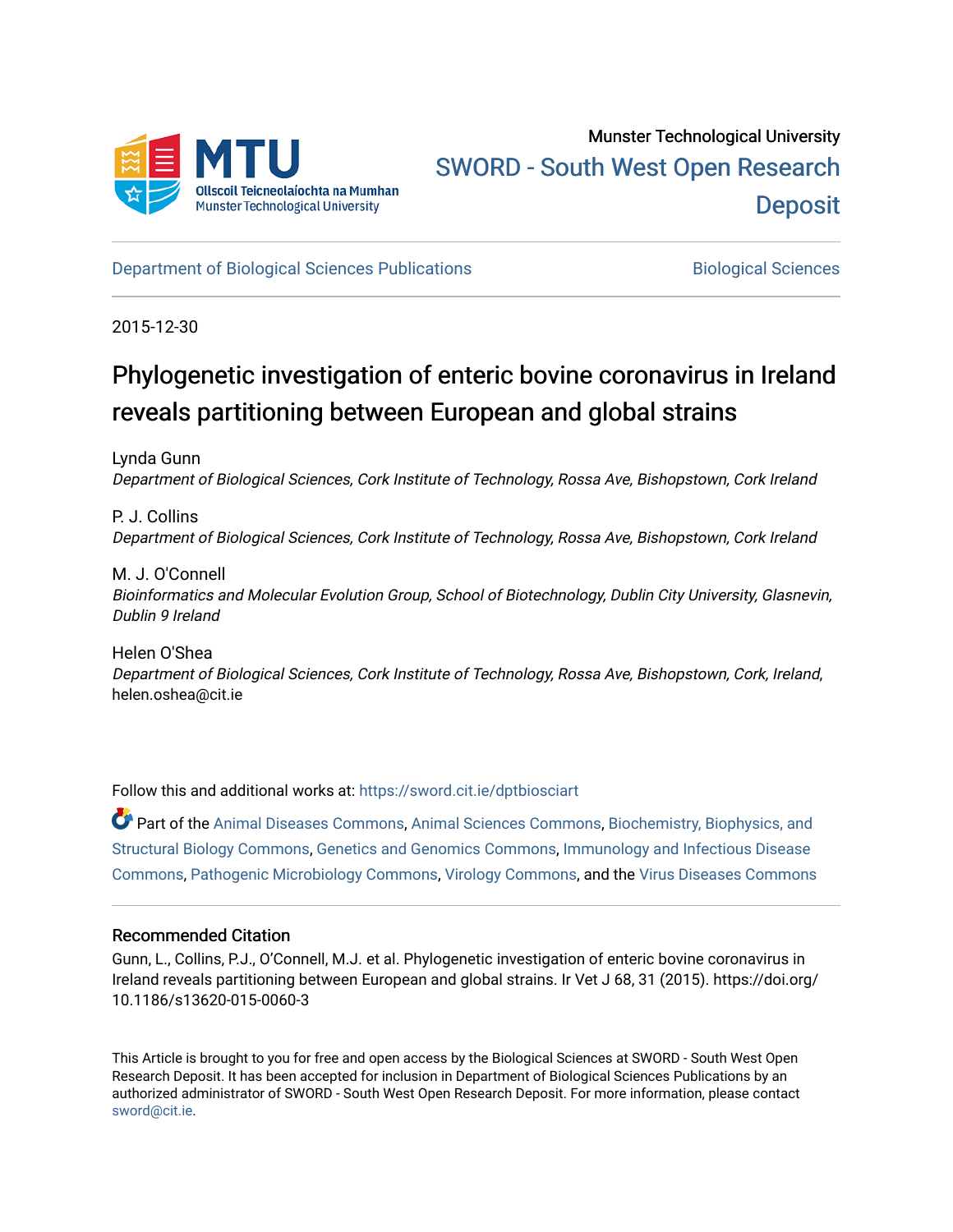Munster Technological University

SWORD - South West Open Research Deposit

Department of Biological Sciences Publications

Biological Sciences

2015-12-30

# Phylogenetic investigation of enteric bovine coronavirus in Ireland reveals partitioning between European and global strains

Lynda Gunn
*Department of Biological Sciences, Cork Institute of Technology, Rossa Ave, Bishopstown, Cork Ireland*

P. J. Collins
*Department of Biological Sciences, Cork Institute of Technology, Rossa Ave, Bishopstown, Cork Ireland*

M. J. O'Connell
*Bioinformatics and Molecular Evolution Group, School of Biotechnology, Dublin City University, Glasnevin, Dublin 9 Ireland*

Helen O'Shea
*Department of Biological Sciences, Cork Institute of Technology, Rossa Ave, Bishopstown, Cork, Ireland,* helen.oshea@cit.ie

Follow this and additional works at: https://sword.cit.ie/dptbiosciart

Part of the Animal Diseases Commons, Animal Sciences Commons, Biochemistry, Biophysics, and Structural Biology Commons, Genetics and Genomics Commons, Immunology and Infectious Disease Commons, Pathogenic Microbiology Commons, Virology Commons, and the Virus Diseases Commons

## Recommended Citation

Gunn, L., Collins, P.J., O'Connell, M.J. et al. Phylogenetic investigation of enteric bovine coronavirus in Ireland reveals partitioning between European and global strains. Ir Vet J 68, 31 (2015). https://doi.org/10.1186/s13620-015-0060-3

This Article is brought to you for free and open access by the Biological Sciences at SWORD - South West Open Research Deposit. It has been accepted for inclusion in Department of Biological Sciences Publications by an authorized administrator of SWORD - South West Open Research Deposit. For more information, please contact sword@cit.ie.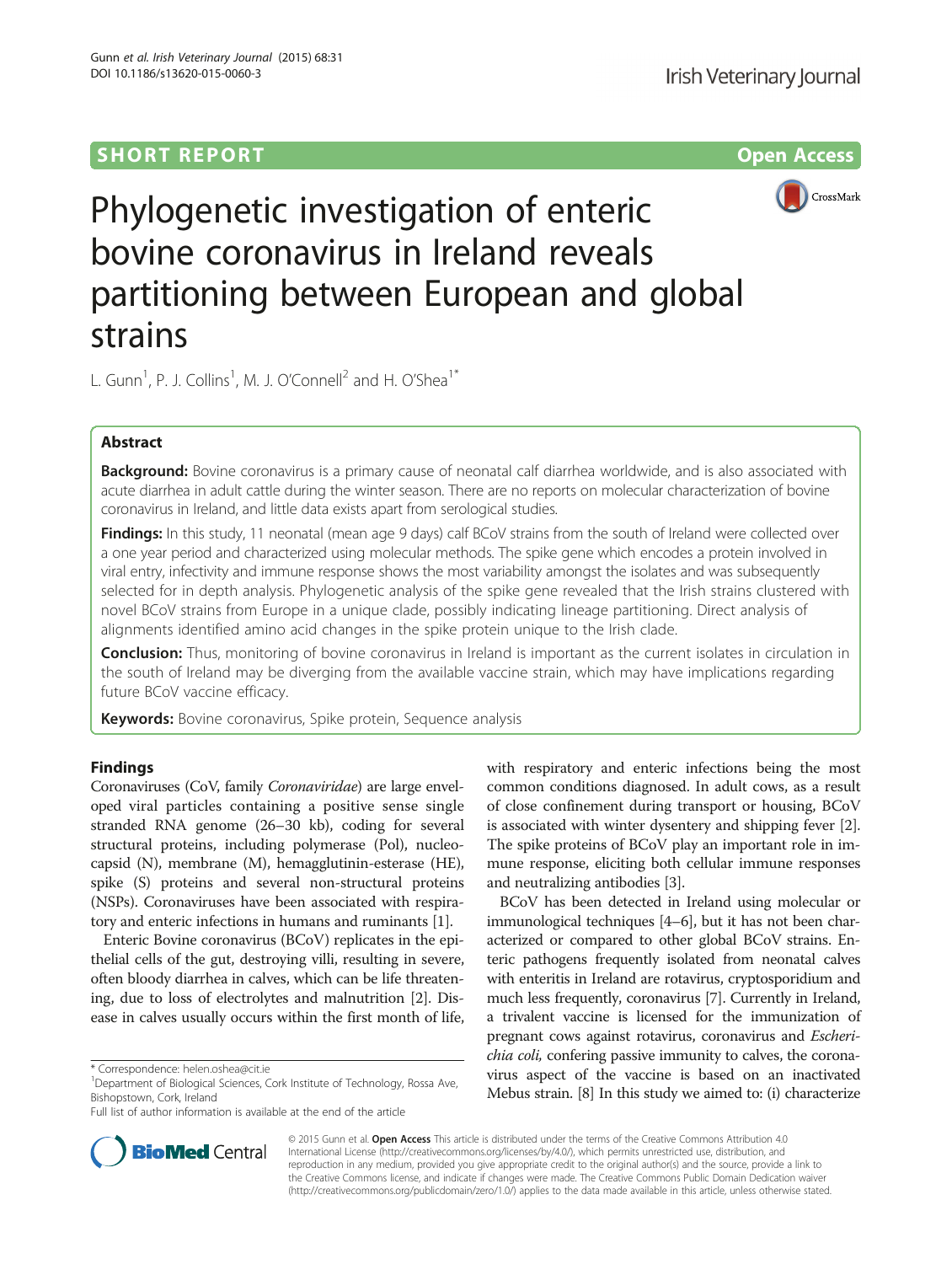# Phylogenetic investigation of enteric bovine coronavirus in Ireland reveals partitioning between European and global strains

L. Gunn[1], P. J. Collins[1], M. J. O'Connell[2] and H. O'Shea[1*]

## Abstract

**Background:** Bovine coronavirus is a primary cause of neonatal calf diarrhea worldwide, and is also associated with acute diarrhea in adult cattle during the winter season. There are no reports on molecular characterization of bovine coronavirus in Ireland, and little data exists apart from serological studies.

**Findings:** In this study, 11 neonatal (mean age 9 days) calf BCoV strains from the south of Ireland were collected over a one year period and characterized using molecular methods. The spike gene which encodes a protein involved in viral entry, infectivity and immune response shows the most variability amongst the isolates and was subsequently selected for in depth analysis. Phylogenetic analysis of the spike gene revealed that the Irish strains clustered with novel BCoV strains from Europe in a unique clade, possibly indicating lineage partitioning. Direct analysis of alignments identified amino acid changes in the spike protein unique to the Irish clade.

**Conclusion:** Thus, monitoring of bovine coronavirus in Ireland is important as the current isolates in circulation in the south of Ireland may be diverging from the available vaccine strain, which may have implications regarding future BCoV vaccine efficacy.

**Keywords:** Bovine coronavirus, Spike protein, Sequence analysis

## Findings

Coronaviruses (CoV, family *Coronaviridae*) are large enveloped viral particles containing a positive sense single stranded RNA genome (26–30 kb), coding for several structural proteins, including polymerase (Pol), nucleocapsid (N), membrane (M), hemagglutinin-esterase (HE), spike (S) proteins and several non-structural proteins (NSPs). Coronaviruses have been associated with respiratory and enteric infections in humans and ruminants [1].

Enteric Bovine coronavirus (BCoV) replicates in the epithelial cells of the gut, destroying villi, resulting in severe, often bloody diarrhea in calves, which can be life threatening, due to loss of electrolytes and malnutrition [2]. Disease in calves usually occurs within the first month of life, with respiratory and enteric infections being the most common conditions diagnosed. In adult cows, as a result of close confinement during transport or housing, BCoV is associated with winter dysentery and shipping fever [2]. The spike proteins of BCoV play an important role in immune response, eliciting both cellular immune responses and neutralizing antibodies [3].

BCoV has been detected in Ireland using molecular or immunological techniques [4–6], but it has not been characterized or compared to other global BCoV strains. Enteric pathogens frequently isolated from neonatal calves with enteritis in Ireland are rotavirus, cryptosporidium and much less frequently, coronavirus [7]. Currently in Ireland, a trivalent vaccine is licensed for the immunization of pregnant cows against rotavirus, coronavirus and *Escherichia coli,* confering passive immunity to calves, the coronavirus aspect of the vaccine is based on an inactivated Mebus strain. [8] In this study we aimed to: (i) characterize

\* Correspondence: helen.oshea@cit.ie
[1]Department of Biological Sciences, Cork Institute of Technology, Rossa Ave, Bishopstown, Cork, Ireland
Full list of author information is available at the end of the article

© 2015 Gunn et al. **Open Access** This article is distributed under the terms of the Creative Commons Attribution 4.0 International License (http://creativecommons.org/licenses/by/4.0/), which permits unrestricted use, distribution, and reproduction in any medium, provided you give appropriate credit to the original author(s) and the source, provide a link to the Creative Commons license, and indicate if changes were made. The Creative Commons Public Domain Dedication waiver (http://creativecommons.org/publicdomain/zero/1.0/) applies to the data made available in this article, unless otherwise stated.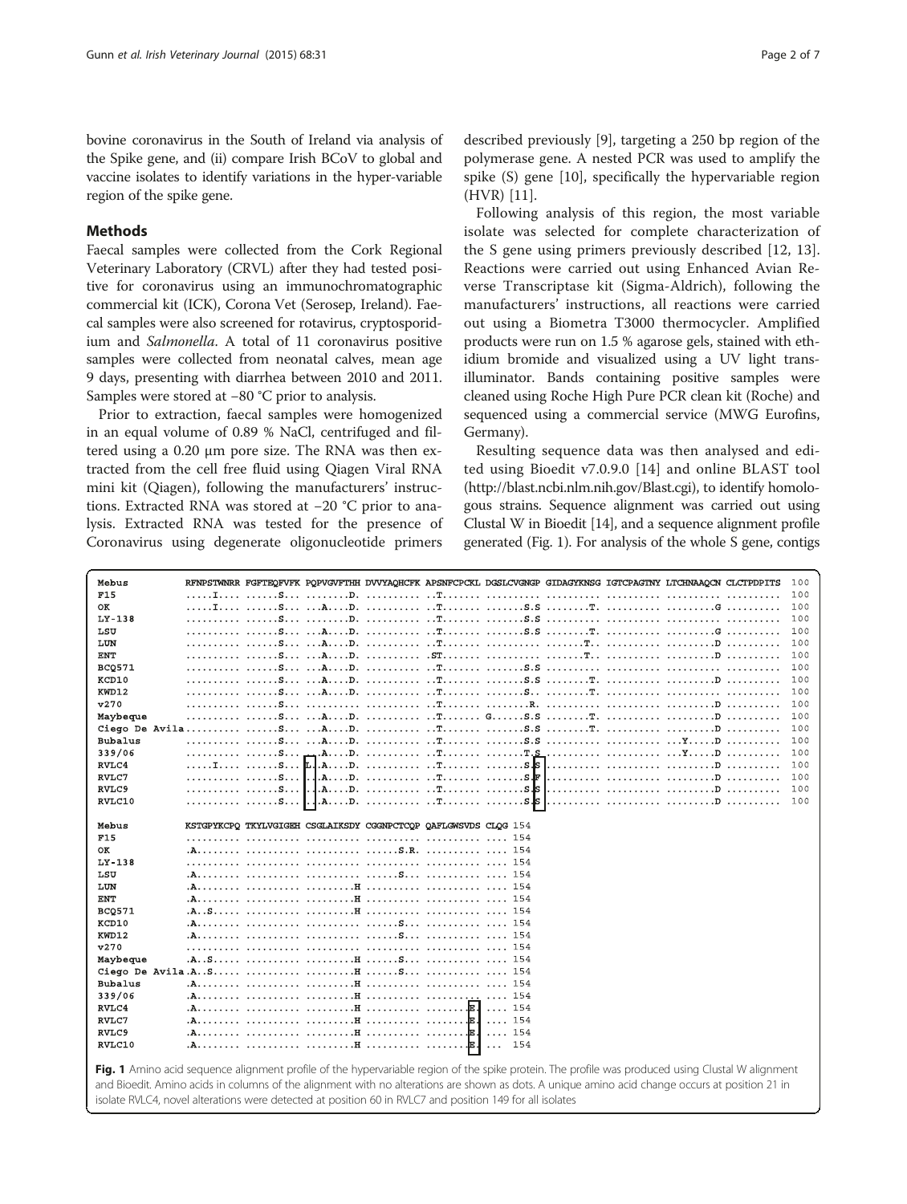bovine coronavirus in the South of Ireland via analysis of the Spike gene, and (ii) compare Irish BCoV to global and vaccine isolates to identify variations in the hyper-variable region of the spike gene.

## Methods

Faecal samples were collected from the Cork Regional Veterinary Laboratory (CRVL) after they had tested positive for coronavirus using an immunochromatographic commercial kit (ICK), Corona Vet (Serosep, Ireland). Faecal samples were also screened for rotavirus, cryptosporidium and *Salmonella*. A total of 11 coronavirus positive samples were collected from neonatal calves, mean age 9 days, presenting with diarrhea between 2010 and 2011. Samples were stored at −80 °C prior to analysis.

Prior to extraction, faecal samples were homogenized in an equal volume of 0.89 % NaCl, centrifuged and filtered using a 0.20 µm pore size. The RNA was then extracted from the cell free fluid using Qiagen Viral RNA mini kit (Qiagen), following the manufacturers' instructions. Extracted RNA was stored at −20 °C prior to analysis. Extracted RNA was tested for the presence of Coronavirus using degenerate oligonucleotide primers described previously [9], targeting a 250 bp region of the polymerase gene. A nested PCR was used to amplify the spike (S) gene [10], specifically the hypervariable region (HVR) [11].

Following analysis of this region, the most variable isolate was selected for complete characterization of the S gene using primers previously described [12, 13]. Reactions were carried out using Enhanced Avian Reverse Transcriptase kit (Sigma-Aldrich), following the manufacturers' instructions, all reactions were carried out using a Biometra T3000 thermocycler. Amplified products were run on 1.5 % agarose gels, stained with ethidium bromide and visualized using a UV light trans-illuminator. Bands containing positive samples were cleaned using Roche High Pure PCR clean kit (Roche) and sequenced using a commercial service (MWG Eurofins, Germany).

Resulting sequence data was then analysed and edited using Bioedit v7.0.9.0 [14] and online BLAST tool (http://blast.ncbi.nlm.nih.gov/Blast.cgi), to identify homologous strains. Sequence alignment was carried out using Clustal W in Bioedit [14], and a sequence alignment profile generated (Fig. 1). For analysis of the whole S gene, contigs

```
Mebus          RFNPSTWNRR FGFTEQFVFK PQPVGVFTHH DVVYAQHCFK APSNFCPCKL DGSLCVGNGP GIDAGYKNSG IGTCPAGTNY LTCHNAAQCN CLCTPDPITS 100
F15            .....I.... ......S... ........D. .......... ..T....... .......... .......... .......... .......... .......... 100
OK             .....I.... ......S... ...A....D. .......... ..T....... .......S.S .......T.. .......... .........G .......... 100
LY-138         .......... ......S... ........D. .......... ..T....... .......S.S .......... .......... .......... .......... 100
LSU            .......... ......S... ...A....D. .......... ..T....... .......S.S .......T.. .......... .........G .......... 100
LUN            .......... ......S... ...A....D. .......... ..T....... .......... .......T.. .......... .........D .......... 100
ENT            .......... ......S... ...A....D. .......... .ST....... .......... .......T.. .......... .........D .......... 100
BCQ571         .......... ......S... ...A....D. .......... ..T....... .......S.S .......... .......... .......... .......... 100
KCD10          .......... ......S... ...A....D. .......... ..T....... .......S.S .......T.. .......... .........D .......... 100
KWD12          .......... ......S... ...A....D. .......... ..T....... .......S.. .......T.. .......... .......... .......... 100
v270           .......... ......S... .......... .......... ..T....... .......R.. .......... .......... .........D .......... 100
Maybeque       .......... ......S... ...A....D. .......... ..T....... G......S.S .......T.. .......... .........D .......... 100
Ciego De Avila .......... ......S... ...A....D. .......... ..T....... .......S.S .......T.. .......... .........D .......... 100
Bubalus        .......... ......S... ...A....D. .......... ..T....... .......S.S .......... .......... ...Y.....D .......... 100
339/06         .......... ......S... ...A....D. .......... ..T....... .......T.S .......... .......... ...Y.....D .......... 100
RVLC4          .....I.... ......S... L..A....D. .......... ..T....... .......S.S .......... .......... .........D .......... 100
RVLC7          .......... ......S... ...A....D. .......... ..T....... .......S.F .......... .......... .........D .......... 100
RVLC9          .......... ......S... ...A....D. .......... ..T....... .......S.S .......... .......... .........D .......... 100
RVLC10         .......... ......S... ...A....D. .......... ..T....... .......S.S .......... .......... .........D .......... 100

Mebus          KSTGPYKCPQ TKYLVGIGEH CSGLAIKSDY CGGNPCTCQP QAFLGWSVDS CLQG 154
F15            .......... .......... .......... .......... .......... .... 154
OK             .A........ .......... .......... ......S.R. .......... .... 154
LY-138         .......... .......... .......... .......... .......... .... 154
LSU            .A........ .......... .......... ......S... .......... .... 154
LUN            .A........ .......... .........H .......... .......... .... 154
ENT            .A........ .......... .........H .......... .......... .... 154
BCQ571         .A..S..... .......... .........H .......... .......... .... 154
KCD10          .A........ .......... .......... ......S... .......... .... 154
KWD12          .A........ .......... .......... ......S... .......... .... 154
v270           .......... .......... .......... .......... .......... .... 154
Maybeque       .A..S..... .......... .........H ......S... .......... .... 154
Ciego De Avila .A..S..... .......... .........H ......S... .......... .... 154
Bubalus        .A........ .......... .........H .......... .......... .... 154
339/06         .A........ .......... .........H .......... .......... .... 154
RVLC4          .A........ .......... .........H .......... .......E.. .... 154
RVLC7          .A........ .......... .........H .......... .......E.. .... 154
RVLC9          .A........ .......... .........H .......... .......E.. .... 154
RVLC10         .A........ .......... .........H .......... .......E.. .... 154
```

**Fig. 1** Amino acid sequence alignment profile of the hypervariable region of the spike protein. The profile was produced using Clustal W alignment and Bioedit. Amino acids in columns of the alignment with no alterations are shown as dots. A unique amino acid change occurs at position 21 in isolate RVLC4, novel alterations were detected at position 60 in RVLC7 and position 149 for all isolates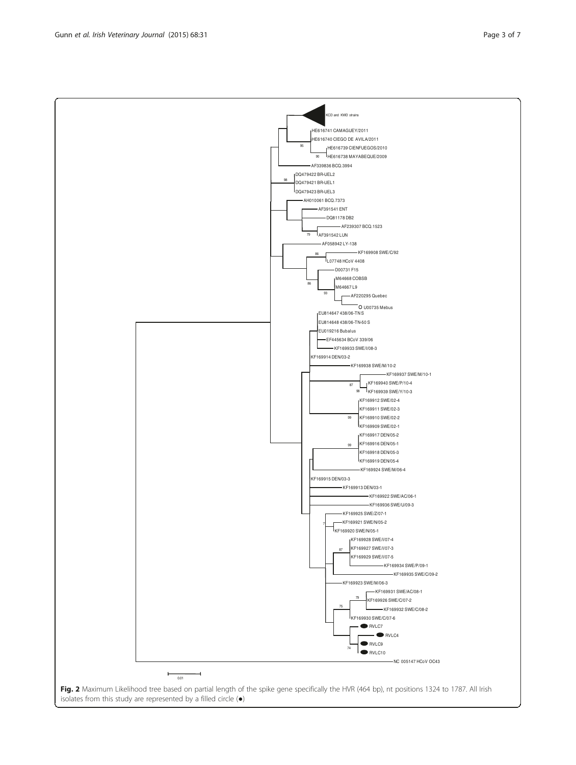**Fig. 2** Maximum Likelihood tree based on partial length of the spike gene specifically the HVR (464 bp), nt positions 1324 to 1787. All Irish isolates from this study are represented by a filled circle (●)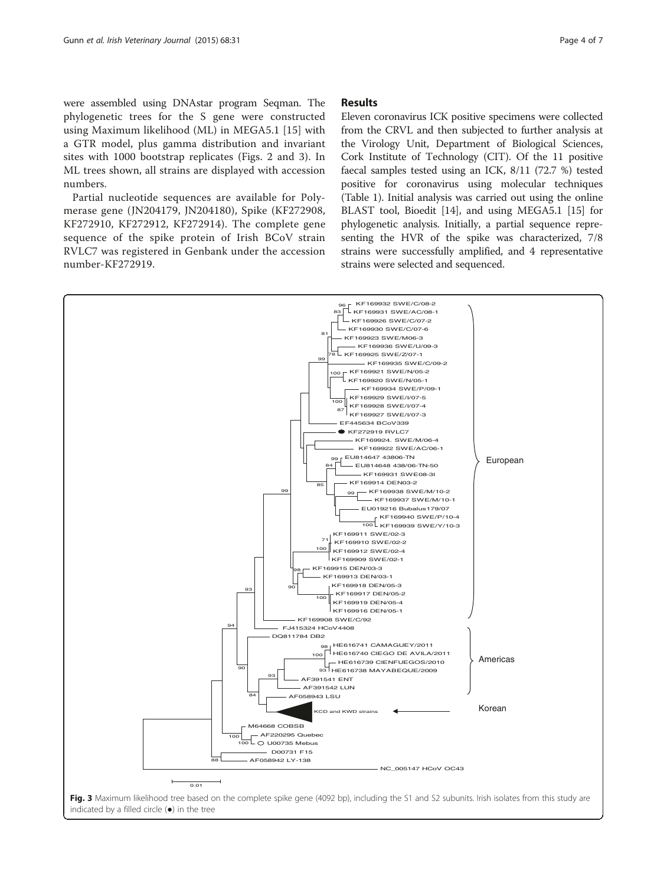were assembled using DNAstar program Seqman. The phylogenetic trees for the S gene were constructed using Maximum likelihood (ML) in MEGA5.1 [15] with a GTR model, plus gamma distribution and invariant sites with 1000 bootstrap replicates (Figs. 2 and 3). In ML trees shown, all strains are displayed with accession numbers.

Partial nucleotide sequences are available for Polymerase gene (JN204179, JN204180), Spike (KF272908, KF272910, KF272912, KF272914). The complete gene sequence of the spike protein of Irish BCoV strain RVLC7 was registered in Genbank under the accession number-KF272919.

## Results

Eleven coronavirus ICK positive specimens were collected from the CRVL and then subjected to further analysis at the Virology Unit, Department of Biological Sciences, Cork Institute of Technology (CIT). Of the 11 positive faecal samples tested using an ICK, 8/11 (72.7 %) tested positive for coronavirus using molecular techniques (Table 1). Initial analysis was carried out using the online BLAST tool, Bioedit [14], and using MEGA5.1 [15] for phylogenetic analysis. Initially, a partial sequence representing the HVR of the spike was characterized, 7/8 strains were successfully amplified, and 4 representative strains were selected and sequenced.

**Fig. 3** Maximum likelihood tree based on the complete spike gene (4092 bp), including the S1 and S2 subunits. Irish isolates from this study are indicated by a filled circle (●) in the tree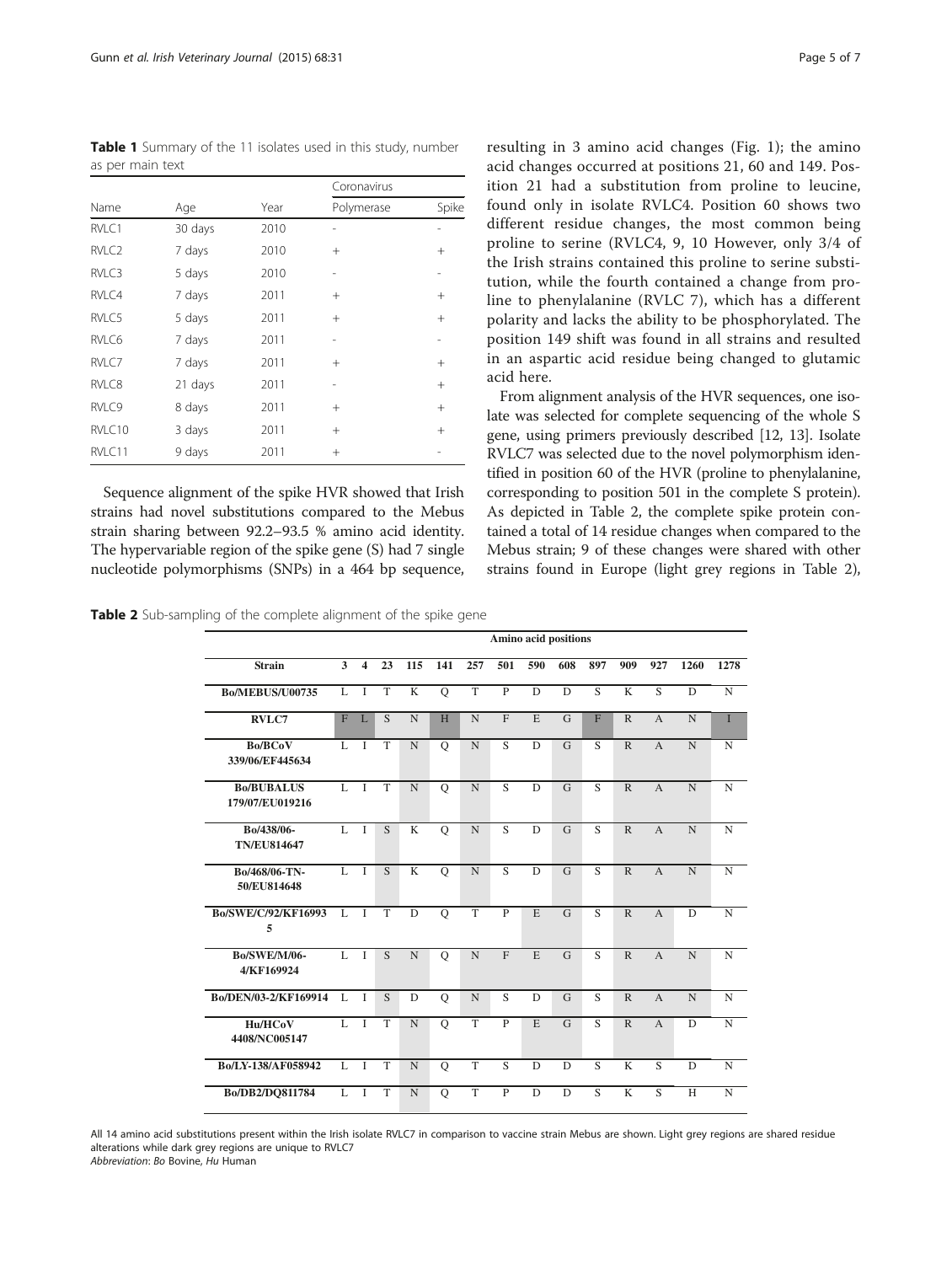**Table 1** Summary of the 11 isolates used in this study, number as per main text

| Name | Age | Year | Coronavirus | |
|---|---|---|---|---|
| | | | Polymerase | Spike |
| RVLC1 | 30 days | 2010 | - | - |
| RVLC2 | 7 days | 2010 | + | + |
| RVLC3 | 5 days | 2010 | - | - |
| RVLC4 | 7 days | 2011 | + | + |
| RVLC5 | 5 days | 2011 | + | + |
| RVLC6 | 7 days | 2011 | - | - |
| RVLC7 | 7 days | 2011 | + | + |
| RVLC8 | 21 days | 2011 | - | + |
| RVLC9 | 8 days | 2011 | + | + |
| RVLC10 | 3 days | 2011 | + | + |
| RVLC11 | 9 days | 2011 | + | - |

Sequence alignment of the spike HVR showed that Irish strains had novel substitutions compared to the Mebus strain sharing between 92.2–93.5 % amino acid identity. The hypervariable region of the spike gene (S) had 7 single nucleotide polymorphisms (SNPs) in a 464 bp sequence, resulting in 3 amino acid changes (Fig. 1); the amino acid changes occurred at positions 21, 60 and 149. Position 21 had a substitution from proline to leucine, found only in isolate RVLC4. Position 60 shows two different residue changes, the most common being proline to serine (RVLC4, 9, 10 However, only 3/4 of the Irish strains contained this proline to serine substitution, while the fourth contained a change from proline to phenylalanine (RVLC 7), which has a different polarity and lacks the ability to be phosphorylated. The position 149 shift was found in all strains and resulted in an aspartic acid residue being changed to glutamic acid here.

From alignment analysis of the HVR sequences, one isolate was selected for complete sequencing of the whole S gene, using primers previously described [12, 13]. Isolate RVLC7 was selected due to the novel polymorphism identified in position 60 of the HVR (proline to phenylalanine, corresponding to position 501 in the complete S protein). As depicted in Table 2, the complete spike protein contained a total of 14 residue changes when compared to the Mebus strain; 9 of these changes were shared with other strains found in Europe (light grey regions in Table 2),

**Table 2** Sub-sampling of the complete alignment of the spike gene

| | Amino acid positions | | | | | | | | | | | | | |
|---|---|---|---|---|---|---|---|---|---|---|---|---|---|---|
| **Strain** | **3** | **4** | **23** | **115** | **141** | **257** | **501** | **590** | **608** | **897** | **909** | **927** | **1260** | **1278** |
| **Bo/MEBUS/U00735** | L | I | T | K | Q | T | P | D | D | S | K | S | D | N |
| **RVLC7** | F | L | S | N | H | N | F | E | G | F | R | A | N | I |
| **Bo/BCoV 339/06/EF445634** | L | I | T | N | Q | N | S | D | G | S | R | A | N | N |
| **Bo/BUBALUS 179/07/EU019216** | L | I | T | N | Q | N | S | D | G | S | R | A | N | N |
| **Bo/438/06-TN/EU814647** | L | I | S | K | Q | N | S | D | G | S | R | A | N | N |
| **Bo/468/06-TN-50/EU814648** | L | I | S | K | Q | N | S | D | G | S | R | A | N | N |
| **Bo/SWE/C/92/KF169935** | L | I | T | D | Q | T | P | E | G | S | R | A | D | N |
| **Bo/SWE/M/06-4/KF169924** | L | I | S | N | Q | N | F | E | G | S | R | A | N | N |
| **Bo/DEN/03-2/KF169914** | L | I | S | D | Q | N | S | D | G | S | R | A | N | N |
| **Hu/HCoV 4408/NC005147** | L | I | T | N | Q | T | P | E | G | S | R | A | D | N |
| **Bo/LY-138/AF058942** | L | I | T | N | Q | T | S | D | D | S | K | S | D | N |
| **Bo/DB2/DQ811784** | L | I | T | N | Q | T | P | D | D | S | K | S | H | N |

All 14 amino acid substitutions present within the Irish isolate RVLC7 in comparison to vaccine strain Mebus are shown. Light grey regions are shared residue alterations while dark grey regions are unique to RVLC7
*Abbreviation*: *Bo* Bovine, *Hu* Human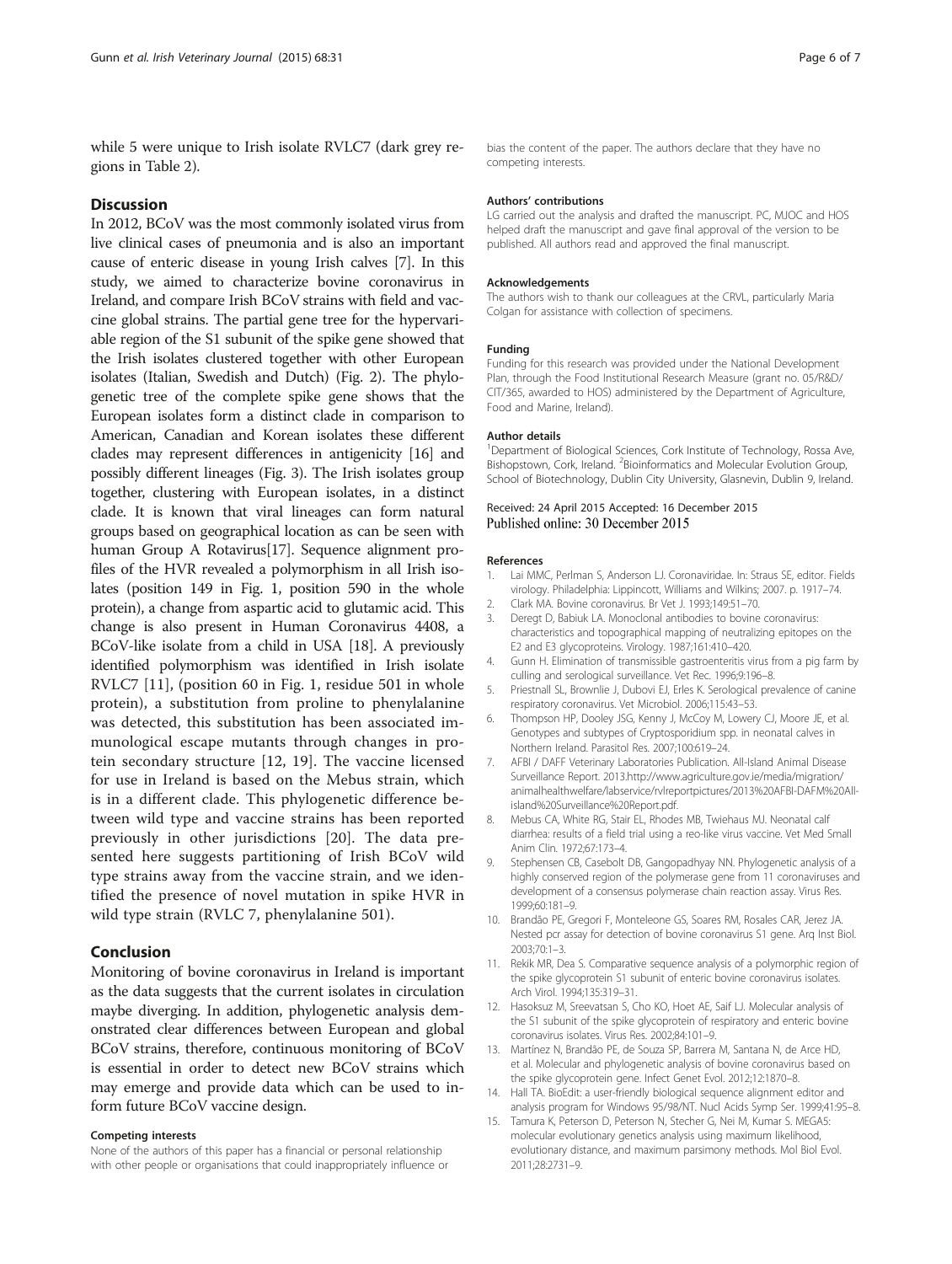while 5 were unique to Irish isolate RVLC7 (dark grey regions in Table 2).

## Discussion

In 2012, BCoV was the most commonly isolated virus from live clinical cases of pneumonia and is also an important cause of enteric disease in young Irish calves [7]. In this study, we aimed to characterize bovine coronavirus in Ireland, and compare Irish BCoV strains with field and vaccine global strains. The partial gene tree for the hypervariable region of the S1 subunit of the spike gene showed that the Irish isolates clustered together with other European isolates (Italian, Swedish and Dutch) (Fig. 2). The phylogenetic tree of the complete spike gene shows that the European isolates form a distinct clade in comparison to American, Canadian and Korean isolates these different clades may represent differences in antigenicity [16] and possibly different lineages (Fig. 3). The Irish isolates group together, clustering with European isolates, in a distinct clade. It is known that viral lineages can form natural groups based on geographical location as can be seen with human Group A Rotavirus[17]. Sequence alignment profiles of the HVR revealed a polymorphism in all Irish isolates (position 149 in Fig. 1, position 590 in the whole protein), a change from aspartic acid to glutamic acid. This change is also present in Human Coronavirus 4408, a BCoV-like isolate from a child in USA [18]. A previously identified polymorphism was identified in Irish isolate RVLC7 [11], (position 60 in Fig. 1, residue 501 in whole protein), a substitution from proline to phenylalanine was detected, this substitution has been associated immunological escape mutants through changes in protein secondary structure [12, 19]. The vaccine licensed for use in Ireland is based on the Mebus strain, which is in a different clade. This phylogenetic difference between wild type and vaccine strains has been reported previously in other jurisdictions [20]. The data presented here suggests partitioning of Irish BCoV wild type strains away from the vaccine strain, and we identified the presence of novel mutation in spike HVR in wild type strain (RVLC 7, phenylalanine 501).

## Conclusion

Monitoring of bovine coronavirus in Ireland is important as the data suggests that the current isolates in circulation maybe diverging. In addition, phylogenetic analysis demonstrated clear differences between European and global BCoV strains, therefore, continuous monitoring of BCoV is essential in order to detect new BCoV strains which may emerge and provide data which can be used to inform future BCoV vaccine design.

#### Competing interests

None of the authors of this paper has a financial or personal relationship with other people or organisations that could inappropriately influence or bias the content of the paper. The authors declare that they have no competing interests.

#### Authors' contributions

LG carried out the analysis and drafted the manuscript. PC, MJOC and HOS helped draft the manuscript and gave final approval of the version to be published. All authors read and approved the final manuscript.

#### Acknowledgements

The authors wish to thank our colleagues at the CRVL, particularly Maria Colgan for assistance with collection of specimens.

#### Funding

Funding for this research was provided under the National Development Plan, through the Food Institutional Research Measure (grant no. 05/R&D/CIT/365, awarded to HOS) administered by the Department of Agriculture, Food and Marine, Ireland).

#### Author details

[1]Department of Biological Sciences, Cork Institute of Technology, Rossa Ave, Bishopstown, Cork, Ireland. [2]Bioinformatics and Molecular Evolution Group, School of Biotechnology, Dublin City University, Glasnevin, Dublin 9, Ireland.

Received: 24 April 2015 Accepted: 16 December 2015
Published online: 30 December 2015

#### References

1. Lai MMC, Perlman S, Anderson LJ. Coronaviridae. In: Straus SE, editor. Fields virology. Philadelphia: Lippincott, Williams and Wilkins; 2007. p. 1917–74.
2. Clark MA. Bovine coronavirus. Br Vet J. 1993;149:51–70.
3. Deregt D, Babiuk LA. Monoclonal antibodies to bovine coronavirus: characteristics and topographical mapping of neutralizing epitopes on the E2 and E3 glycoproteins. Virology. 1987;161:410–420.
4. Gunn H. Elimination of transmissible gastroenteritis virus from a pig farm by culling and serological surveillance. Vet Rec. 1996;9:196–8.
5. Priestnall SL, Brownlie J, Dubovi EJ, Erles K. Serological prevalence of canine respiratory coronavirus. Vet Microbiol. 2006;115:43–53.
6. Thompson HP, Dooley JSG, Kenny J, McCoy M, Lowery CJ, Moore JE, et al. Genotypes and subtypes of Cryptosporidium spp. in neonatal calves in Northern Ireland. Parasitol Res. 2007;100:619–24.
7. AFBI / DAFF Veterinary Laboratories Publication. All-Island Animal Disease Surveillance Report. 2013.http://www.agriculture.gov.ie/media/migration/animalhealthwelfare/labservice/rvlreportpictures/2013%20AFBI-DAFM%20All-island%20Surveillance%20Report.pdf.
8. Mebus CA, White RG, Stair EL, Rhodes MB, Twiehaus MJ. Neonatal calf diarrhea: results of a field trial using a reo-like virus vaccine. Vet Med Small Anim Clin. 1972;67:173–4.
9. Stephensen CB, Casebolt DB, Gangopadhyay NN. Phylogenetic analysis of a highly conserved region of the polymerase gene from 11 coronaviruses and development of a consensus polymerase chain reaction assay. Virus Res. 1999;60:181–9.
10. Brandão PE, Gregori F, Monteleone GS, Soares RM, Rosales CAR, Jerez JA. Nested pcr assay for detection of bovine coronavirus S1 gene. Arq Inst Biol. 2003;70:1–3.
11. Rekik MR, Dea S. Comparative sequence analysis of a polymorphic region of the spike glycoprotein S1 subunit of enteric bovine coronavirus isolates. Arch Virol. 1994;135:319–31.
12. Hasoksuz M, Sreevatsan S, Cho KO, Hoet AE, Saif LJ. Molecular analysis of the S1 subunit of the spike glycoprotein of respiratory and enteric bovine coronavirus isolates. Virus Res. 2002;84:101–9.
13. Martínez N, Brandão PE, de Souza SP, Barrera M, Santana N, de Arce HD, et al. Molecular and phylogenetic analysis of bovine coronavirus based on the spike glycoprotein gene. Infect Genet Evol. 2012;12:1870–8.
14. Hall TA. BioEdit: a user-friendly biological sequence alignment editor and analysis program for Windows 95/98/NT. Nucl Acids Symp Ser. 1999;41:95–8.
15. Tamura K, Peterson D, Peterson N, Stecher G, Nei M, Kumar S. MEGA5: molecular evolutionary genetics analysis using maximum likelihood, evolutionary distance, and maximum parsimony methods. Mol Biol Evol. 2011;28:2731–9.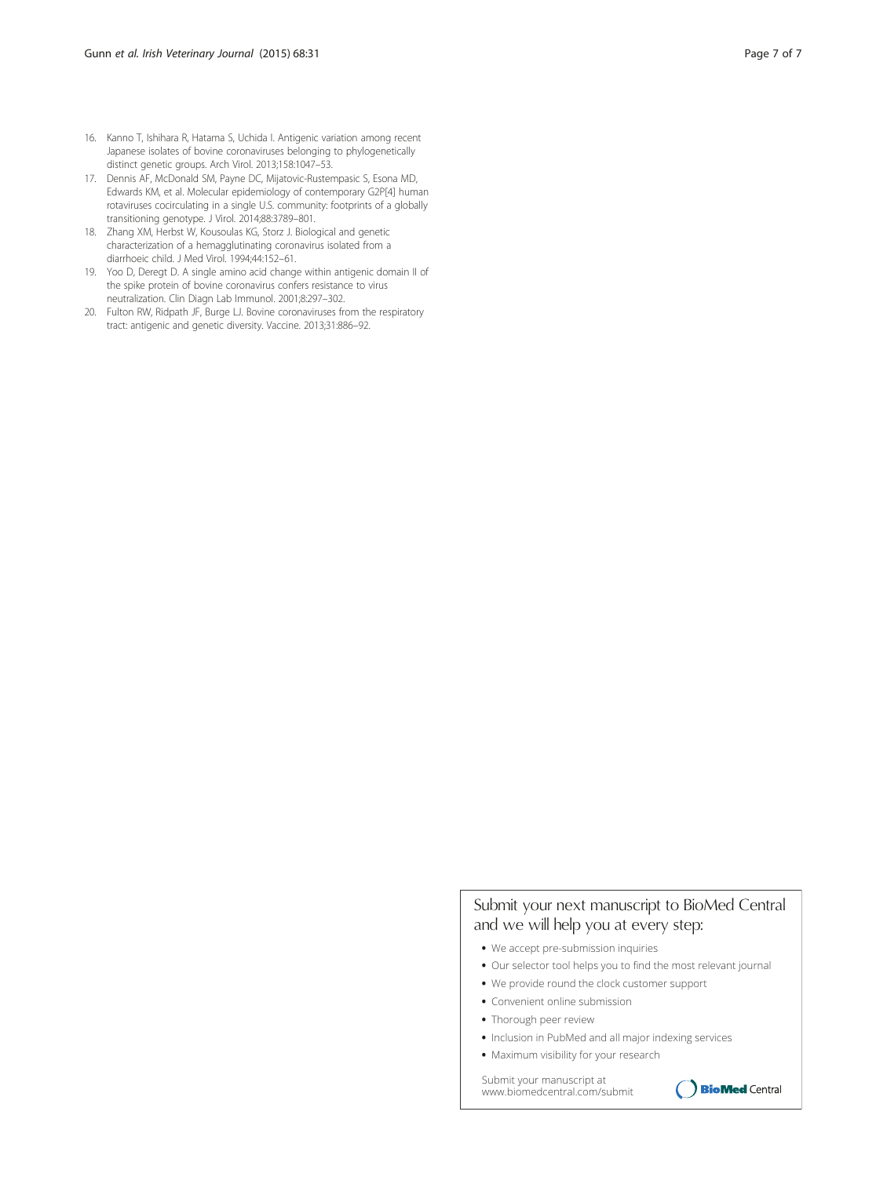16. Kanno T, Ishihara R, Hatama S, Uchida I. Antigenic variation among recent Japanese isolates of bovine coronaviruses belonging to phylogenetically distinct genetic groups. Arch Virol. 2013;158:1047–53.
17. Dennis AF, McDonald SM, Payne DC, Mijatovic-Rustempasic S, Esona MD, Edwards KM, et al. Molecular epidemiology of contemporary G2P[4] human rotaviruses cocirculating in a single U.S. community: footprints of a globally transitioning genotype. J Virol. 2014;88:3789–801.
18. Zhang XM, Herbst W, Kousoulas KG, Storz J. Biological and genetic characterization of a hemagglutinating coronavirus isolated from a diarrhoeic child. J Med Virol. 1994;44:152–61.
19. Yoo D, Deregt D. A single amino acid change within antigenic domain II of the spike protein of bovine coronavirus confers resistance to virus neutralization. Clin Diagn Lab Immunol. 2001;8:297–302.
20. Fulton RW, Ridpath JF, Burge LJ. Bovine coronaviruses from the respiratory tract: antigenic and genetic diversity. Vaccine. 2013;31:886–92.

Submit your next manuscript to BioMed Central and we will help you at every step:

- We accept pre-submission inquiries
- Our selector tool helps you to find the most relevant journal
- We provide round the clock customer support
- Convenient online submission
- Thorough peer review
- Inclusion in PubMed and all major indexing services
- Maximum visibility for your research

Submit your manuscript at
www.biomedcentral.com/submit

BioMed Central